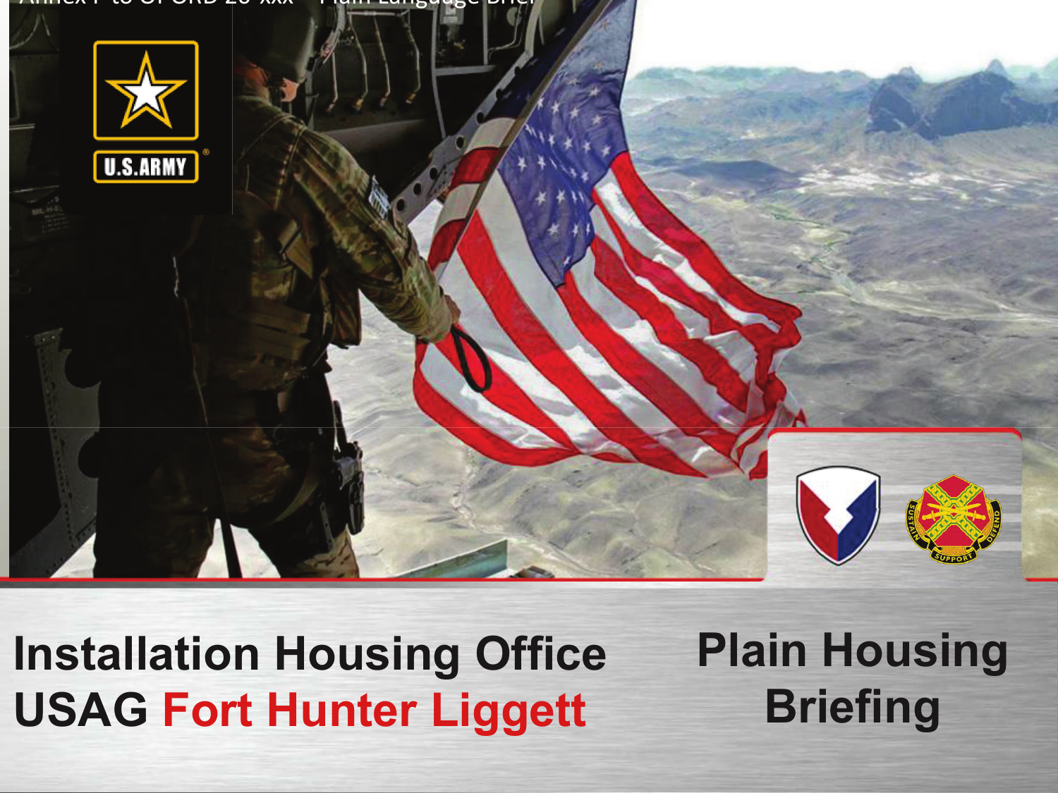Annex F to OPORD 20-xxx – Plain Language Brief

U.S. ARMY

# Installation Housing Office
# USAG Fort Hunter Liggett

# Plain Housing Briefing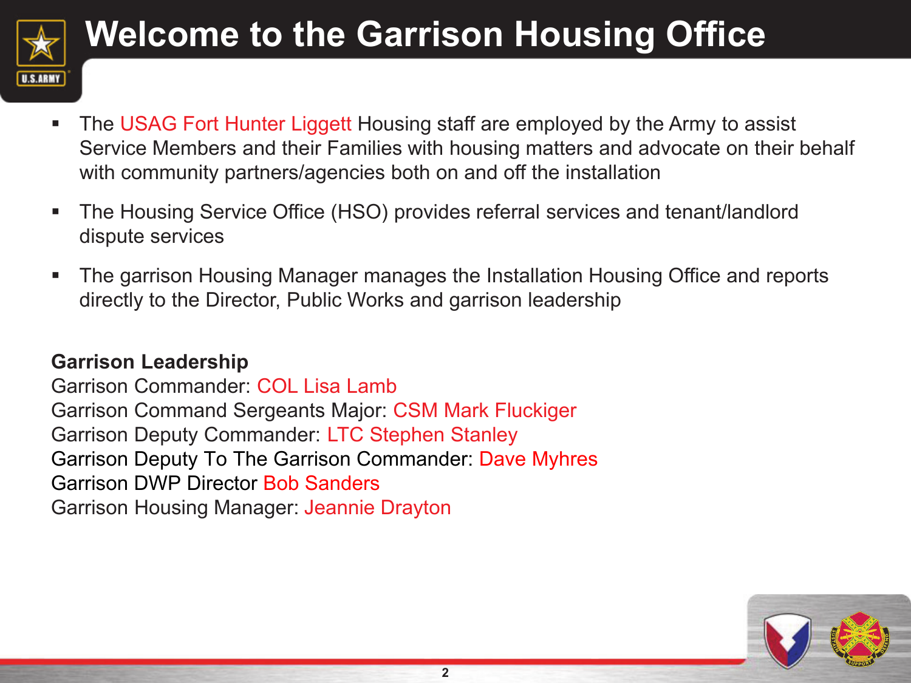# Welcome to the Garrison Housing Office

- The USAG Fort Hunter Liggett Housing staff are employed by the Army to assist Service Members and their Families with housing matters and advocate on their behalf with community partners/agencies both on and off the installation
- The Housing Service Office (HSO) provides referral services and tenant/landlord dispute services
- The garrison Housing Manager manages the Installation Housing Office and reports directly to the Director, Public Works and garrison leadership

**Garrison Leadership**
Garrison Commander: COL Lisa Lamb
Garrison Command Sergeants Major: CSM Mark Fluckiger
Garrison Deputy Commander: LTC Stephen Stanley
Garrison Deputy To The Garrison Commander: Dave Myhres
Garrison DWP Director Bob Sanders
Garrison Housing Manager: Jeannie Drayton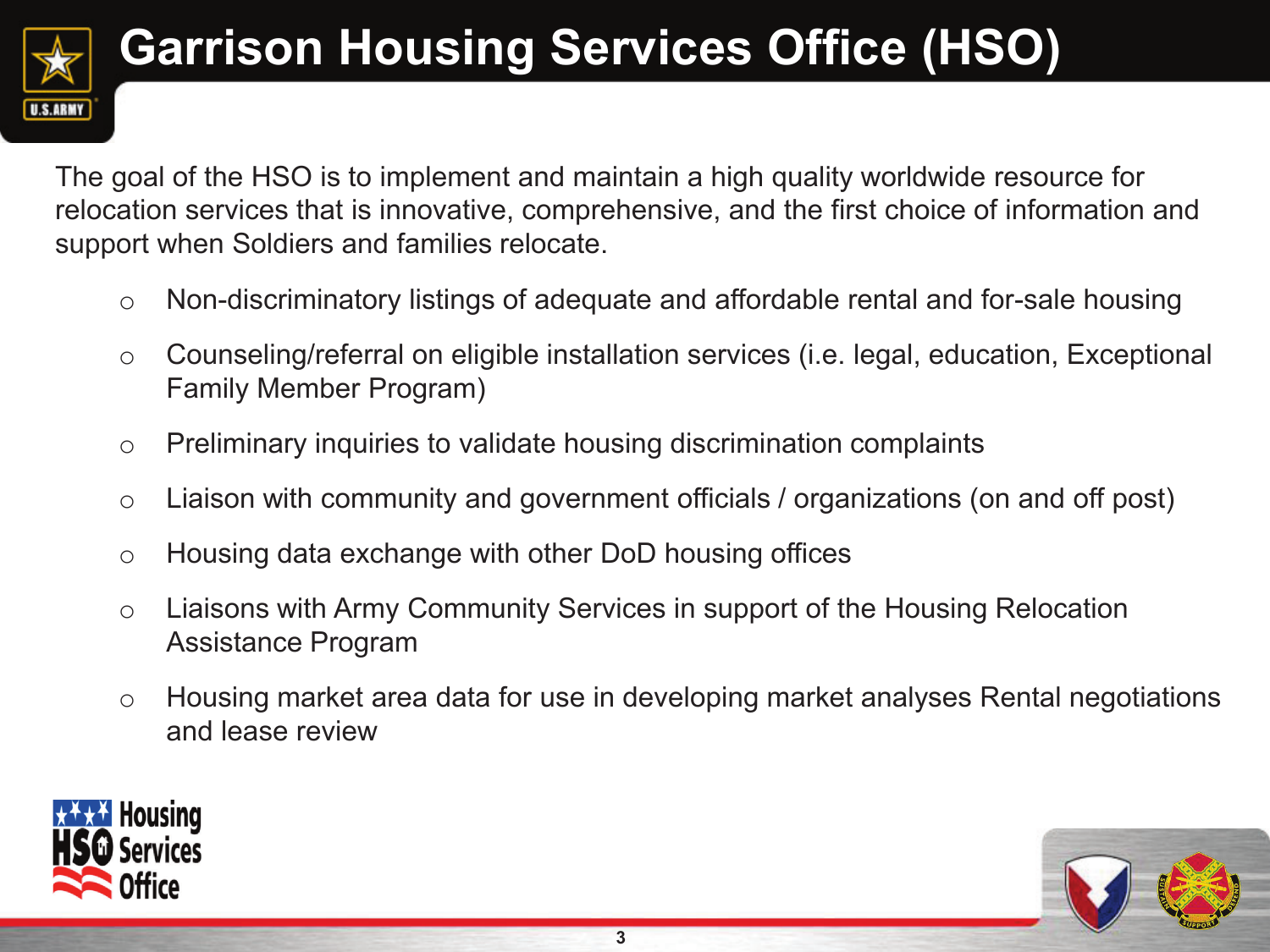# Garrison Housing Services Office (HSO)

The goal of the HSO is to implement and maintain a high quality worldwide resource for relocation services that is innovative, comprehensive, and the first choice of information and support when Soldiers and families relocate.

- Non-discriminatory listings of adequate and affordable rental and for-sale housing
- Counseling/referral on eligible installation services (i.e. legal, education, Exceptional Family Member Program)
- Preliminary inquiries to validate housing discrimination complaints
- Liaison with community and government officials / organizations (on and off post)
- Housing data exchange with other DoD housing offices
- Liaisons with Army Community Services in support of the Housing Relocation Assistance Program
- Housing market area data for use in developing market analyses Rental negotiations and lease review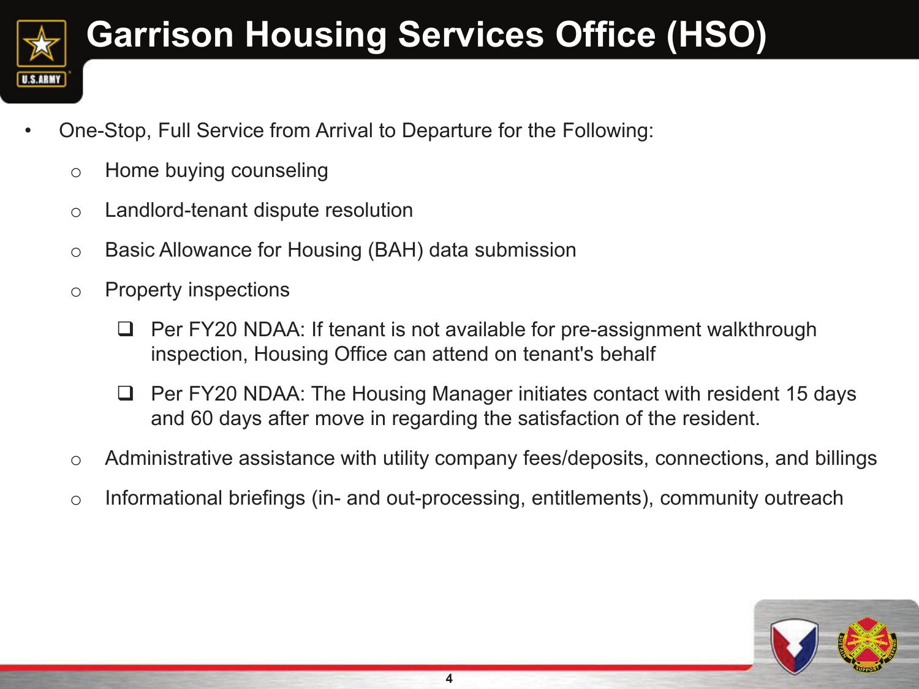# Garrison Housing Services Office (HSO)

- One-Stop, Full Service from Arrival to Departure for the Following:
  - Home buying counseling
  - Landlord-tenant dispute resolution
  - Basic Allowance for Housing (BAH) data submission
  - Property inspections
    - Per FY20 NDAA: If tenant is not available for pre-assignment walkthrough inspection, Housing Office can attend on tenant's behalf
    - Per FY20 NDAA: The Housing Manager initiates contact with resident 15 days and 60 days after move in regarding the satisfaction of the resident.
  - Administrative assistance with utility company fees/deposits, connections, and billings
  - Informational briefings (in- and out-processing, entitlements), community outreach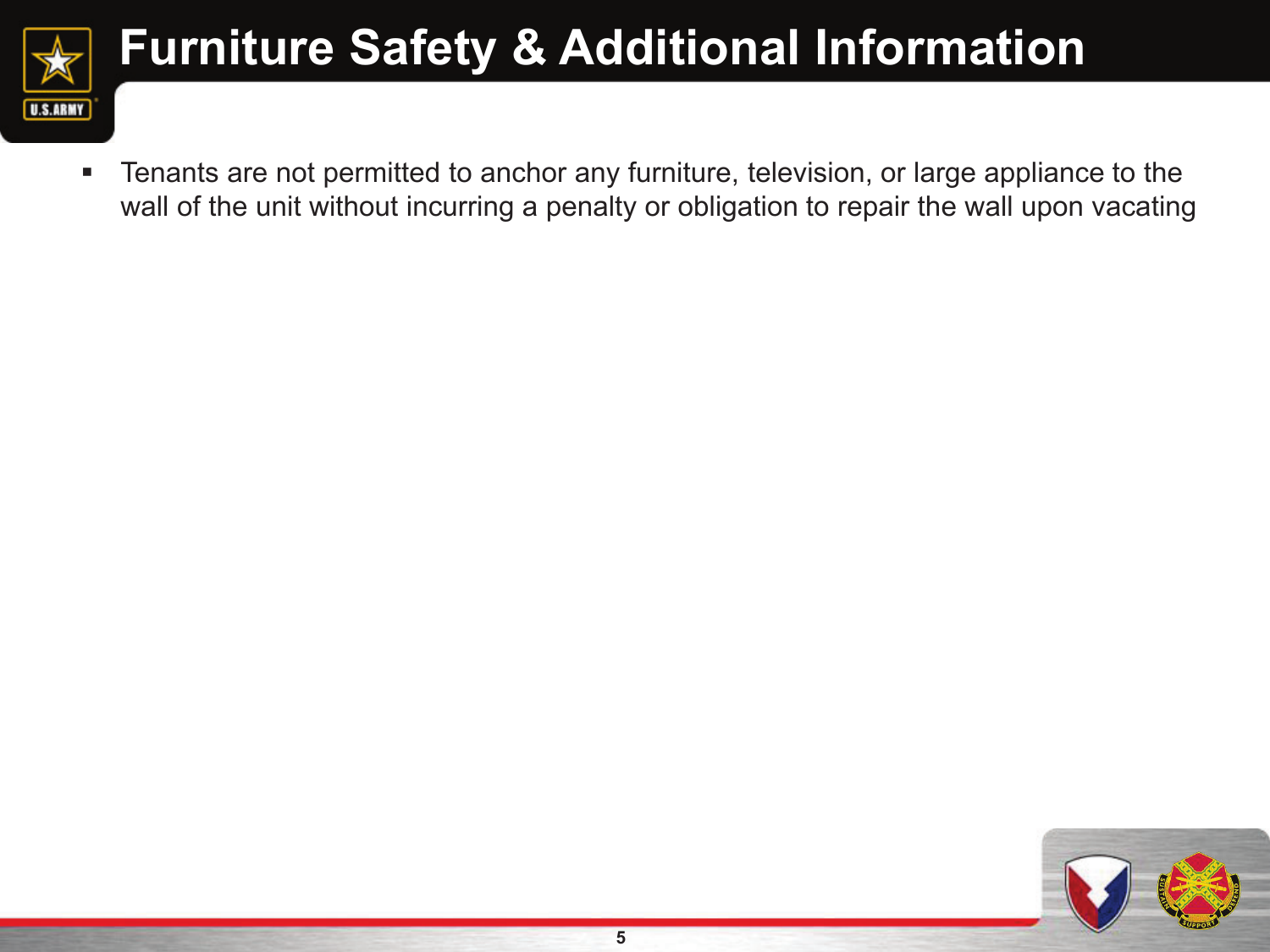# Furniture Safety & Additional Information

- Tenants are not permitted to anchor any furniture, television, or large appliance to the wall of the unit without incurring a penalty or obligation to repair the wall upon vacating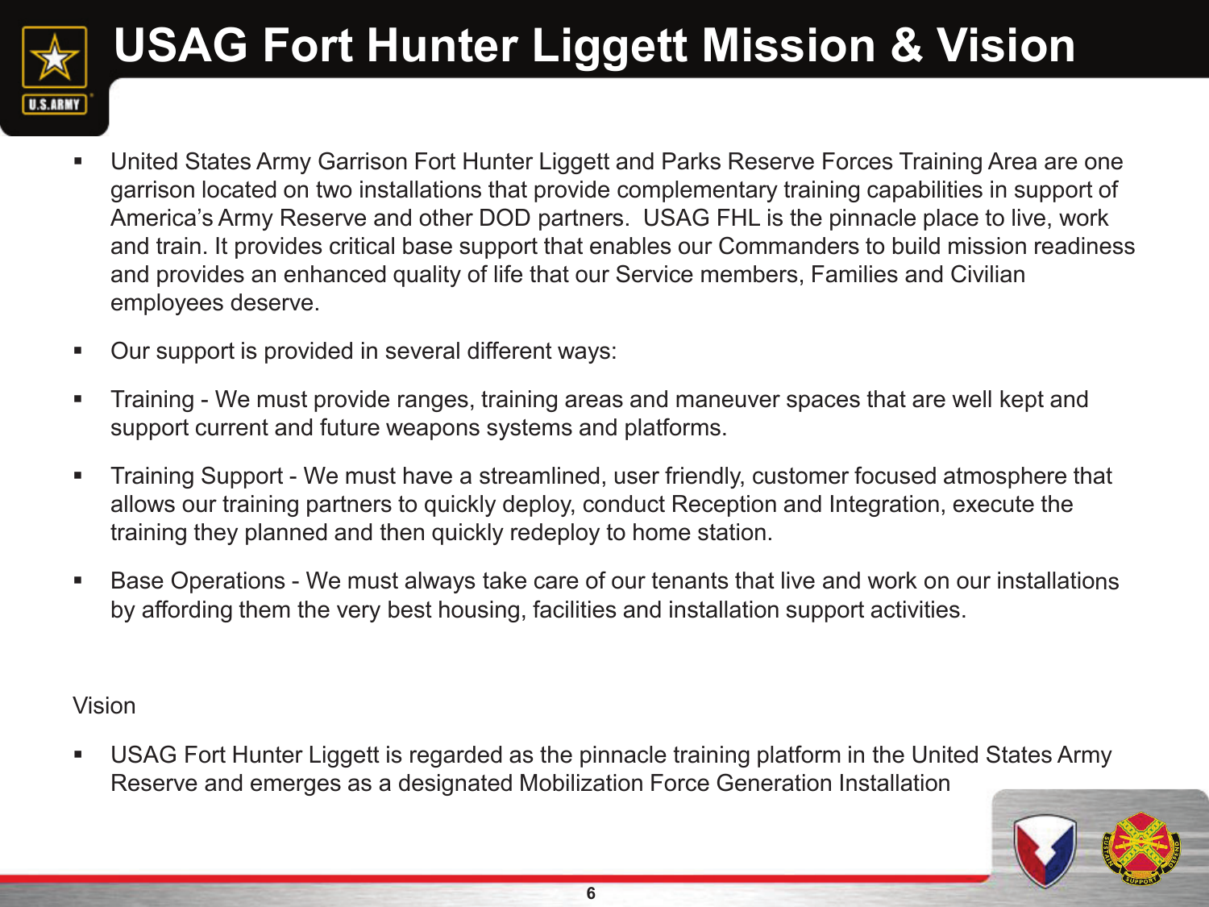# USAG Fort Hunter Liggett Mission & Vision

- United States Army Garrison Fort Hunter Liggett and Parks Reserve Forces Training Area are one garrison located on two installations that provide complementary training capabilities in support of America's Army Reserve and other DOD partners.  USAG FHL is the pinnacle place to live, work and train. It provides critical base support that enables our Commanders to build mission readiness and provides an enhanced quality of life that our Service members, Families and Civilian employees deserve.

- Our support is provided in several different ways:

- Training - We must provide ranges, training areas and maneuver spaces that are well kept and support current and future weapons systems and platforms.

- Training Support - We must have a streamlined, user friendly, customer focused atmosphere that allows our training partners to quickly deploy, conduct Reception and Integration, execute the training they planned and then quickly redeploy to home station.

- Base Operations - We must always take care of our tenants that live and work on our installations by affording them the very best housing, facilities and installation support activities.

Vision

- USAG Fort Hunter Liggett is regarded as the pinnacle training platform in the United States Army Reserve and emerges as a designated Mobilization Force Generation Installation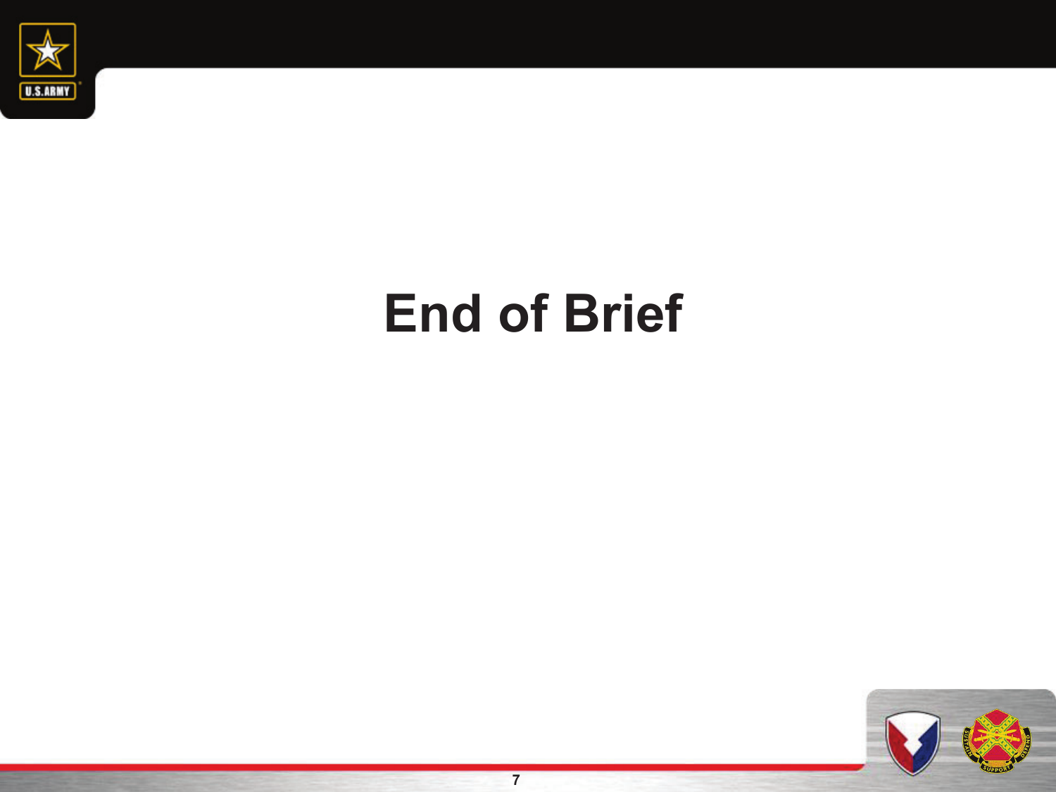# End of Brief